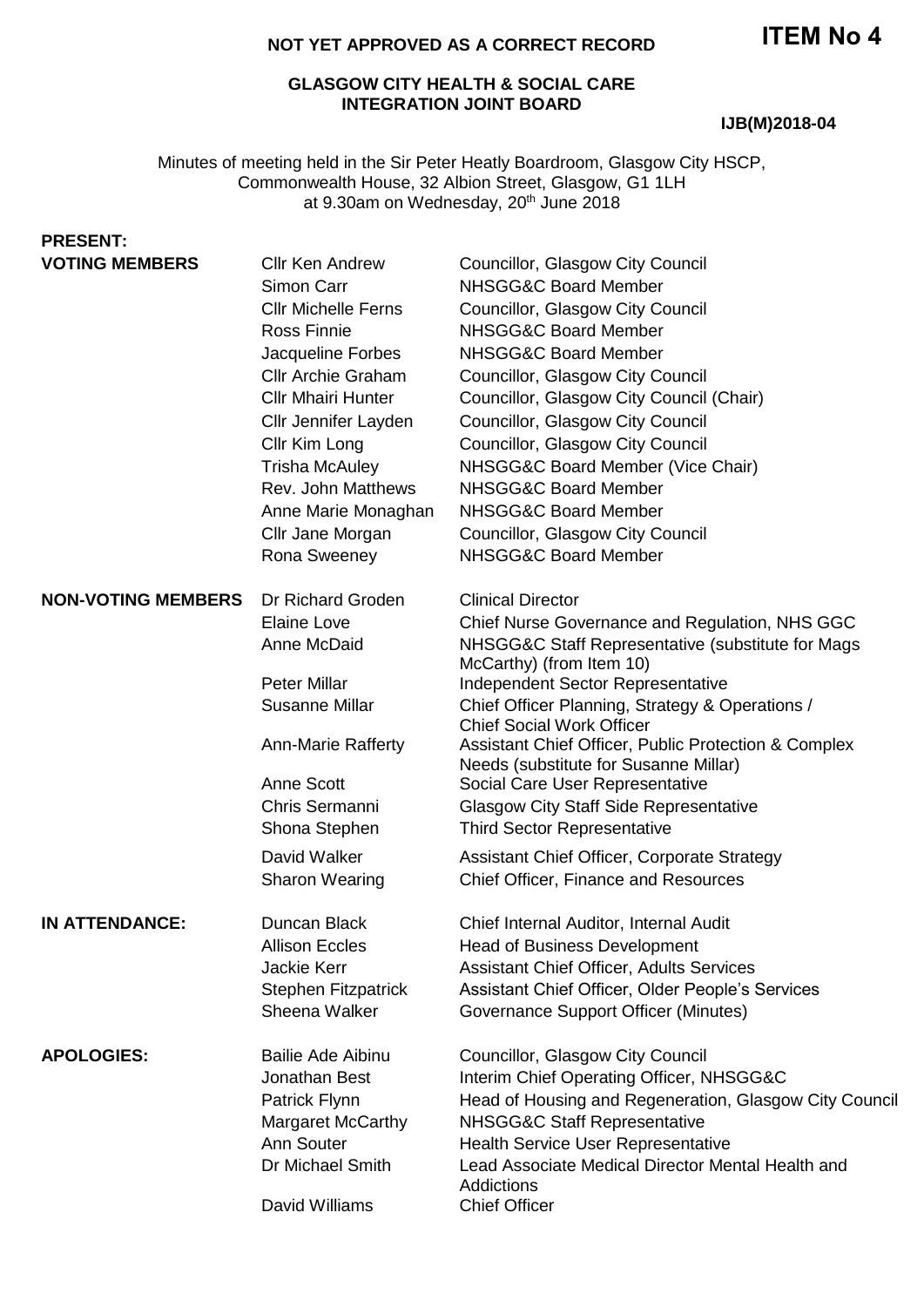**NOT YET APPROVED AS A CORRECT RECORD**

# ITEM No 4

**GLASGOW CITY HEALTH & SOCIAL CARE INTEGRATION JOINT BOARD**

**IJB(M)2018-04**

Minutes of meeting held in the Sir Peter Heatly Boardroom, Glasgow City HSCP, Commonwealth House, 32 Albion Street, Glasgow, G1 1LH at 9.30am on Wednesday, 20th June 2018

**PRESENT:**

| | | |
|---|---|---|
| **VOTING MEMBERS** | Cllr Ken Andrew | Councillor, Glasgow City Council |
| | Simon Carr | NHSGG&C Board Member |
| | Cllr Michelle Ferns | Councillor, Glasgow City Council |
| | Ross Finnie | NHSGG&C Board Member |
| | Jacqueline Forbes | NHSGG&C Board Member |
| | Cllr Archie Graham | Councillor, Glasgow City Council |
| | Cllr Mhairi Hunter | Councillor, Glasgow City Council (Chair) |
| | Cllr Jennifer Layden | Councillor, Glasgow City Council |
| | Cllr Kim Long | Councillor, Glasgow City Council |
| | Trisha McAuley | NHSGG&C Board Member (Vice Chair) |
| | Rev. John Matthews | NHSGG&C Board Member |
| | Anne Marie Monaghan | NHSGG&C Board Member |
| | Cllr Jane Morgan | Councillor, Glasgow City Council |
| | Rona Sweeney | NHSGG&C Board Member |
| **NON-VOTING MEMBERS** | Dr Richard Groden | Clinical Director |
| | Elaine Love | Chief Nurse Governance and Regulation, NHS GGC |
| | Anne McDaid | NHSGG&C Staff Representative (substitute for Mags McCarthy) (from Item 10) |
| | Peter Millar | Independent Sector Representative |
| | Susanne Millar | Chief Officer Planning, Strategy & Operations / Chief Social Work Officer |
| | Ann-Marie Rafferty | Assistant Chief Officer, Public Protection & Complex Needs (substitute for Susanne Millar) |
| | Anne Scott | Social Care User Representative |
| | Chris Sermanni | Glasgow City Staff Side Representative |
| | Shona Stephen | Third Sector Representative |
| | David Walker | Assistant Chief Officer, Corporate Strategy |
| | Sharon Wearing | Chief Officer, Finance and Resources |
| **IN ATTENDANCE:** | Duncan Black | Chief Internal Auditor, Internal Audit |
| | Allison Eccles | Head of Business Development |
| | Jackie Kerr | Assistant Chief Officer, Adults Services |
| | Stephen Fitzpatrick | Assistant Chief Officer, Older People's Services |
| | Sheena Walker | Governance Support Officer (Minutes) |
| **APOLOGIES:** | Bailie Ade Aibinu | Councillor, Glasgow City Council |
| | Jonathan Best | Interim Chief Operating Officer, NHSGG&C |
| | Patrick Flynn | Head of Housing and Regeneration, Glasgow City Council |
| | Margaret McCarthy | NHSGG&C Staff Representative |
| | Ann Souter | Health Service User Representative |
| | Dr Michael Smith | Lead Associate Medical Director Mental Health and Addictions |
| | David Williams | Chief Officer |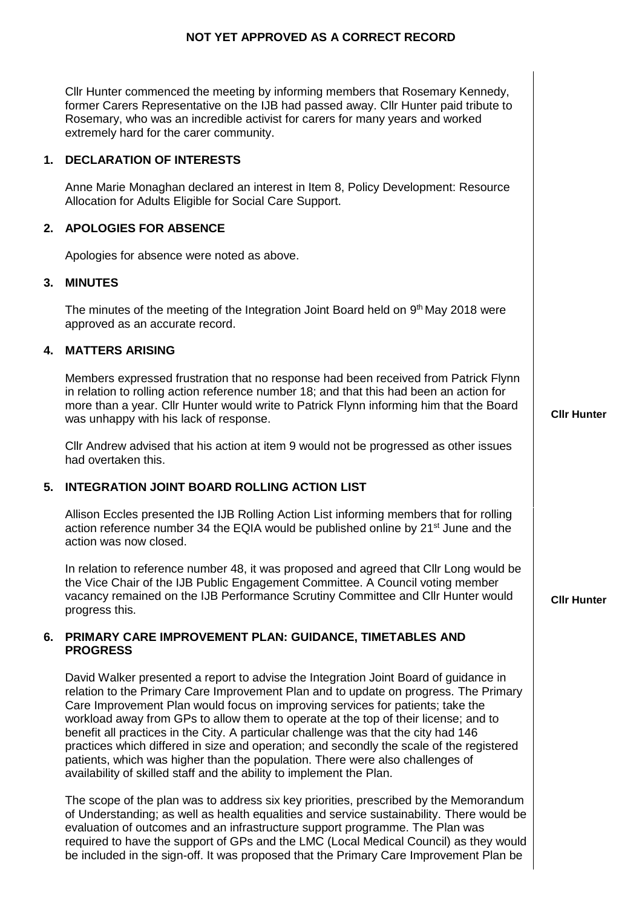**NOT YET APPROVED AS A CORRECT RECORD**

Cllr Hunter commenced the meeting by informing members that Rosemary Kennedy, former Carers Representative on the IJB had passed away. Cllr Hunter paid tribute to Rosemary, who was an incredible activist for carers for many years and worked extremely hard for the carer community.

## 1. DECLARATION OF INTERESTS

Anne Marie Monaghan declared an interest in Item 8, Policy Development: Resource Allocation for Adults Eligible for Social Care Support.

## 2. APOLOGIES FOR ABSENCE

Apologies for absence were noted as above.

## 3. MINUTES

The minutes of the meeting of the Integration Joint Board held on 9th May 2018 were approved as an accurate record.

## 4. MATTERS ARISING

Members expressed frustration that no response had been received from Patrick Flynn in relation to rolling action reference number 18; and that this had been an action for more than a year. Cllr Hunter would write to Patrick Flynn informing him that the Board was unhappy with his lack of response. **Cllr Hunter**

Cllr Andrew advised that his action at item 9 would not be progressed as other issues had overtaken this.

## 5. INTEGRATION JOINT BOARD ROLLING ACTION LIST

Allison Eccles presented the IJB Rolling Action List informing members that for rolling action reference number 34 the EQIA would be published online by 21st June and the action was now closed.

In relation to reference number 48, it was proposed and agreed that Cllr Long would be the Vice Chair of the IJB Public Engagement Committee. A Council voting member vacancy remained on the IJB Performance Scrutiny Committee and Cllr Hunter would progress this. **Cllr Hunter**

## 6. PRIMARY CARE IMPROVEMENT PLAN: GUIDANCE, TIMETABLES AND PROGRESS

David Walker presented a report to advise the Integration Joint Board of guidance in relation to the Primary Care Improvement Plan and to update on progress. The Primary Care Improvement Plan would focus on improving services for patients; take the workload away from GPs to allow them to operate at the top of their license; and to benefit all practices in the City. A particular challenge was that the city had 146 practices which differed in size and operation; and secondly the scale of the registered patients, which was higher than the population. There were also challenges of availability of skilled staff and the ability to implement the Plan.

The scope of the plan was to address six key priorities, prescribed by the Memorandum of Understanding; as well as health equalities and service sustainability. There would be evaluation of outcomes and an infrastructure support programme. The Plan was required to have the support of GPs and the LMC (Local Medical Council) as they would be included in the sign-off. It was proposed that the Primary Care Improvement Plan be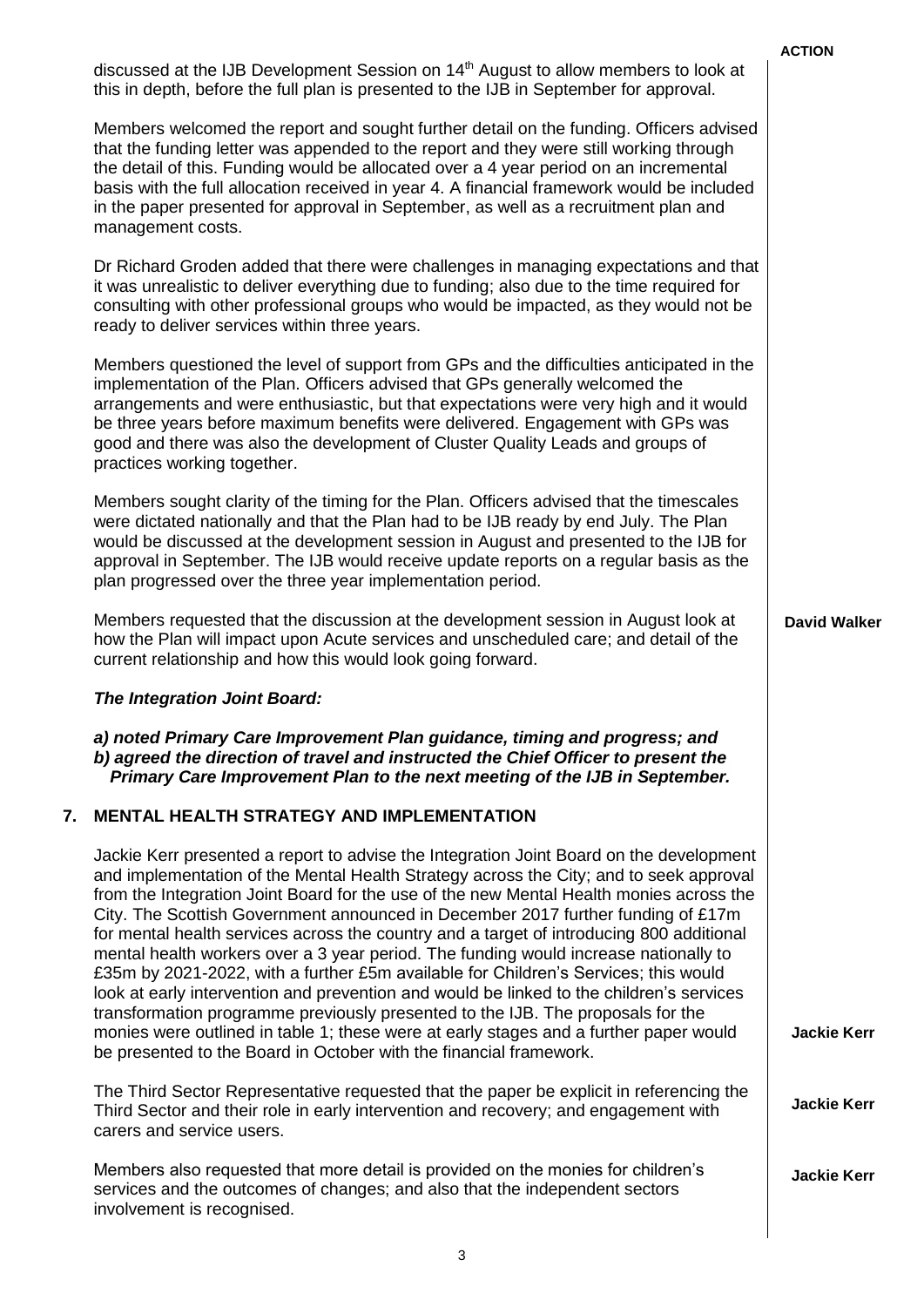**ACTION**

discussed at the IJB Development Session on 14th August to allow members to look at this in depth, before the full plan is presented to the IJB in September for approval.

Members welcomed the report and sought further detail on the funding. Officers advised that the funding letter was appended to the report and they were still working through the detail of this. Funding would be allocated over a 4 year period on an incremental basis with the full allocation received in year 4. A financial framework would be included in the paper presented for approval in September, as well as a recruitment plan and management costs.

Dr Richard Groden added that there were challenges in managing expectations and that it was unrealistic to deliver everything due to funding; also due to the time required for consulting with other professional groups who would be impacted, as they would not be ready to deliver services within three years.

Members questioned the level of support from GPs and the difficulties anticipated in the implementation of the Plan. Officers advised that GPs generally welcomed the arrangements and were enthusiastic, but that expectations were very high and it would be three years before maximum benefits were delivered. Engagement with GPs was good and there was also the development of Cluster Quality Leads and groups of practices working together.

Members sought clarity of the timing for the Plan. Officers advised that the timescales were dictated nationally and that the Plan had to be IJB ready by end July. The Plan would be discussed at the development session in August and presented to the IJB for approval in September. The IJB would receive update reports on a regular basis as the plan progressed over the three year implementation period.

Members requested that the discussion at the development session in August look at how the Plan will impact upon Acute services and unscheduled care; and detail of the current relationship and how this would look going forward. — **David Walker**

***The Integration Joint Board:***

***a) noted Primary Care Improvement Plan guidance, timing and progress; and***
***b) agreed the direction of travel and instructed the Chief Officer to present the Primary Care Improvement Plan to the next meeting of the IJB in September.***

## 7. MENTAL HEALTH STRATEGY AND IMPLEMENTATION

Jackie Kerr presented a report to advise the Integration Joint Board on the development and implementation of the Mental Health Strategy across the City; and to seek approval from the Integration Joint Board for the use of the new Mental Health monies across the City. The Scottish Government announced in December 2017 further funding of £17m for mental health services across the country and a target of introducing 800 additional mental health workers over a 3 year period. The funding would increase nationally to £35m by 2021-2022, with a further £5m available for Children's Services; this would look at early intervention and prevention and would be linked to the children's services transformation programme previously presented to the IJB. The proposals for the monies were outlined in table 1; these were at early stages and a further paper would be presented to the Board in October with the financial framework. — **Jackie Kerr**

The Third Sector Representative requested that the paper be explicit in referencing the Third Sector and their role in early intervention and recovery; and engagement with carers and service users. — **Jackie Kerr**

Members also requested that more detail is provided on the monies for children's services and the outcomes of changes; and also that the independent sectors involvement is recognised. — **Jackie Kerr**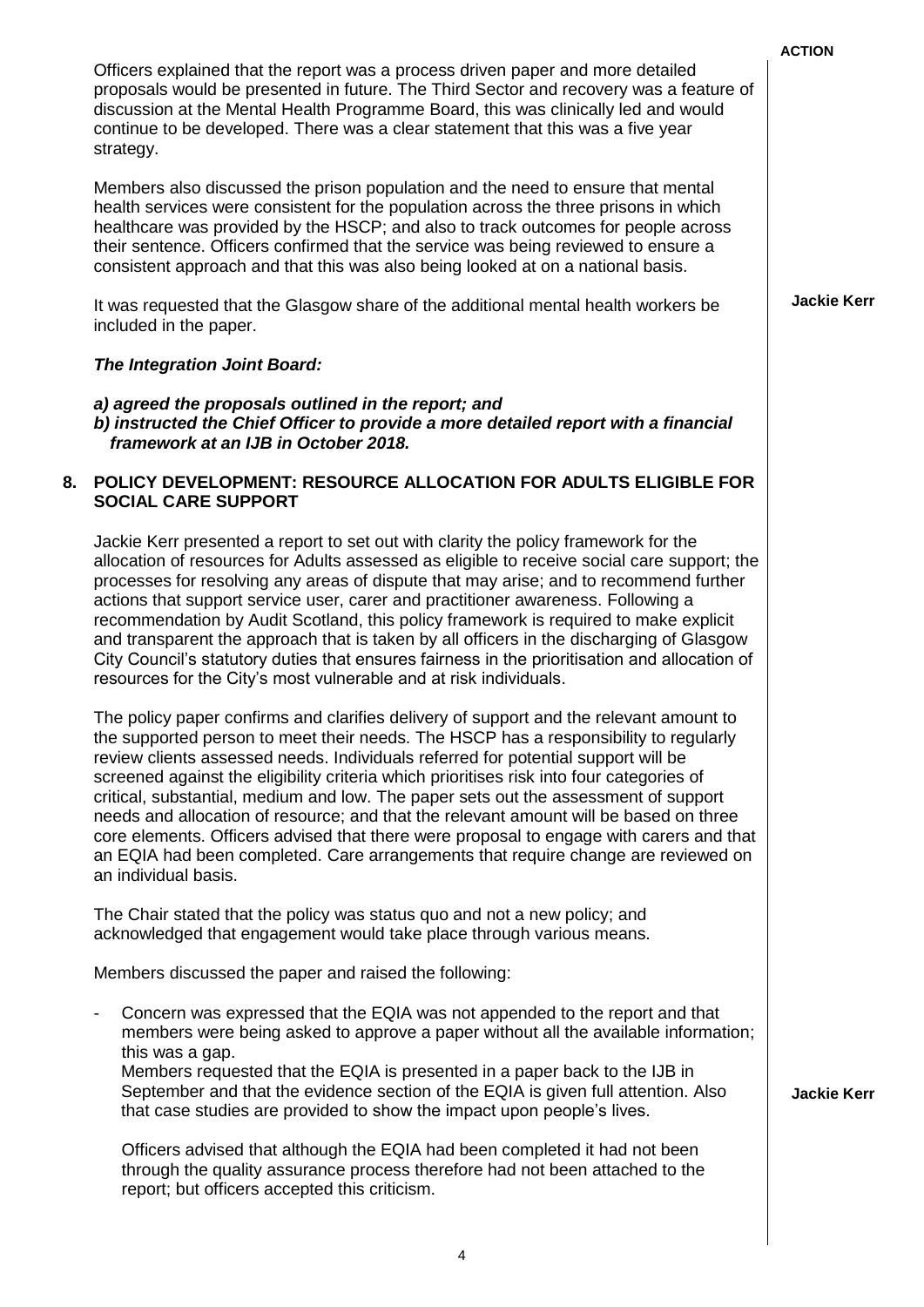**ACTION**

Officers explained that the report was a process driven paper and more detailed proposals would be presented in future. The Third Sector and recovery was a feature of discussion at the Mental Health Programme Board, this was clinically led and would continue to be developed. There was a clear statement that this was a five year strategy.

Members also discussed the prison population and the need to ensure that mental health services were consistent for the population across the three prisons in which healthcare was provided by the HSCP; and also to track outcomes for people across their sentence. Officers confirmed that the service was being reviewed to ensure a consistent approach and that this was also being looked at on a national basis.

It was requested that the Glasgow share of the additional mental health workers be included in the paper. — **Jackie Kerr**

***The Integration Joint Board:***

***a) agreed the proposals outlined in the report; and***
***b) instructed the Chief Officer to provide a more detailed report with a financial framework at an IJB in October 2018.***

## 8. POLICY DEVELOPMENT: RESOURCE ALLOCATION FOR ADULTS ELIGIBLE FOR SOCIAL CARE SUPPORT

Jackie Kerr presented a report to set out with clarity the policy framework for the allocation of resources for Adults assessed as eligible to receive social care support; the processes for resolving any areas of dispute that may arise; and to recommend further actions that support service user, carer and practitioner awareness. Following a recommendation by Audit Scotland, this policy framework is required to make explicit and transparent the approach that is taken by all officers in the discharging of Glasgow City Council's statutory duties that ensures fairness in the prioritisation and allocation of resources for the City's most vulnerable and at risk individuals.

The policy paper confirms and clarifies delivery of support and the relevant amount to the supported person to meet their needs. The HSCP has a responsibility to regularly review clients assessed needs. Individuals referred for potential support will be screened against the eligibility criteria which prioritises risk into four categories of critical, substantial, medium and low. The paper sets out the assessment of support needs and allocation of resource; and that the relevant amount will be based on three core elements. Officers advised that there were proposal to engage with carers and that an EQIA had been completed. Care arrangements that require change are reviewed on an individual basis.

The Chair stated that the policy was status quo and not a new policy; and acknowledged that engagement would take place through various means.

Members discussed the paper and raised the following:

- Concern was expressed that the EQIA was not appended to the report and that members were being asked to approve a paper without all the available information; this was a gap.
  Members requested that the EQIA is presented in a paper back to the IJB in September and that the evidence section of the EQIA is given full attention. Also that case studies are provided to show the impact upon people's lives. — **Jackie Kerr**

  Officers advised that although the EQIA had been completed it had not been through the quality assurance process therefore had not been attached to the report; but officers accepted this criticism.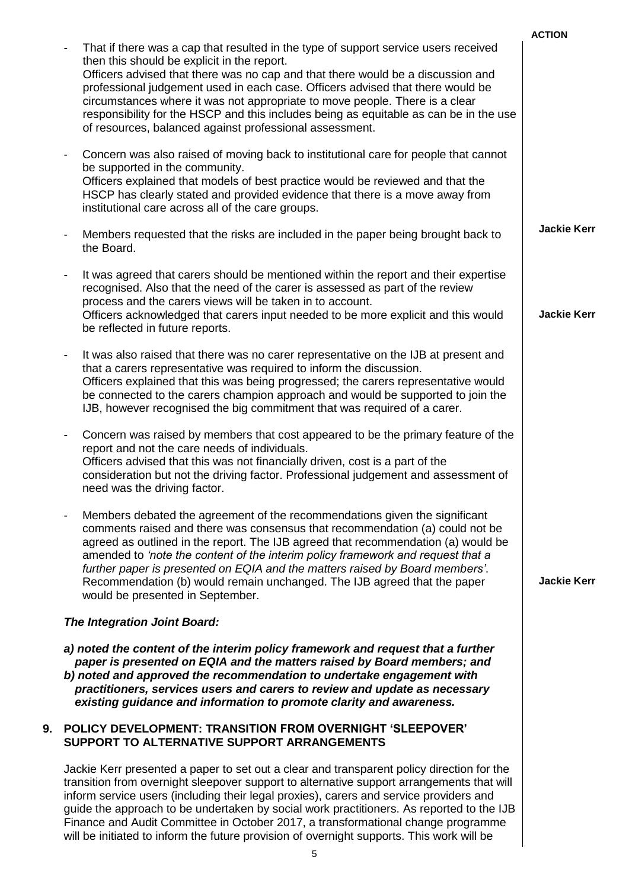**ACTION**

- That if there was a cap that resulted in the type of support service users received then this should be explicit in the report.
  Officers advised that there was no cap and that there would be a discussion and professional judgement used in each case. Officers advised that there would be circumstances where it was not appropriate to move people. There is a clear responsibility for the HSCP and this includes being as equitable as can be in the use of resources, balanced against professional assessment.

- Concern was also raised of moving back to institutional care for people that cannot be supported in the community.
  Officers explained that models of best practice would be reviewed and that the HSCP has clearly stated and provided evidence that there is a move away from institutional care across all of the care groups.

- Members requested that the risks are included in the paper being brought back to the Board. **Jackie Kerr**

- It was agreed that carers should be mentioned within the report and their expertise recognised. Also that the need of the carer is assessed as part of the review process and the carers views will be taken in to account.
  Officers acknowledged that carers input needed to be more explicit and this would be reflected in future reports. **Jackie Kerr**

- It was also raised that there was no carer representative on the IJB at present and that a carers representative was required to inform the discussion.
  Officers explained that this was being progressed; the carers representative would be connected to the carers champion approach and would be supported to join the IJB, however recognised the big commitment that was required of a carer.

- Concern was raised by members that cost appeared to be the primary feature of the report and not the care needs of individuals.
  Officers advised that this was not financially driven, cost is a part of the consideration but not the driving factor. Professional judgement and assessment of need was the driving factor.

- Members debated the agreement of the recommendations given the significant comments raised and there was consensus that recommendation (a) could not be agreed as outlined in the report. The IJB agreed that recommendation (a) would be amended to *'note the content of the interim policy framework and request that a further paper is presented on EQIA and the matters raised by Board members'*. Recommendation (b) would remain unchanged. The IJB agreed that the paper would be presented in September. **Jackie Kerr**

***The Integration Joint Board:***

***a) noted the content of the interim policy framework and request that a further paper is presented on EQIA and the matters raised by Board members; and***
***b) noted and approved the recommendation to undertake engagement with practitioners, services users and carers to review and update as necessary existing guidance and information to promote clarity and awareness.***

## 9. POLICY DEVELOPMENT: TRANSITION FROM OVERNIGHT 'SLEEPOVER' SUPPORT TO ALTERNATIVE SUPPORT ARRANGEMENTS

Jackie Kerr presented a paper to set out a clear and transparent policy direction for the transition from overnight sleepover support to alternative support arrangements that will inform service users (including their legal proxies), carers and service providers and guide the approach to be undertaken by social work practitioners. As reported to the IJB Finance and Audit Committee in October 2017, a transformational change programme will be initiated to inform the future provision of overnight supports. This work will be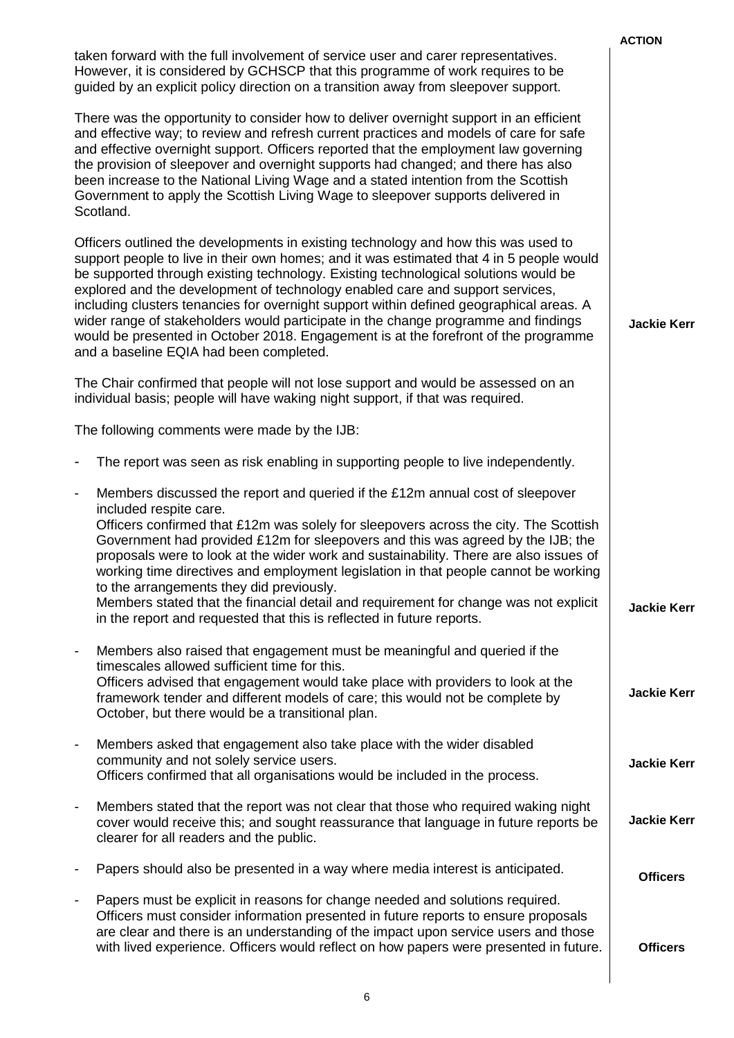taken forward with the full involvement of service user and carer representatives. However, it is considered by GCHSCP that this programme of work requires to be guided by an explicit policy direction on a transition away from sleepover support.

There was the opportunity to consider how to deliver overnight support in an efficient and effective way; to review and refresh current practices and models of care for safe and effective overnight support. Officers reported that the employment law governing the provision of sleepover and overnight supports had changed; and there has also been increase to the National Living Wage and a stated intention from the Scottish Government to apply the Scottish Living Wage to sleepover supports delivered in Scotland.

Officers outlined the developments in existing technology and how this was used to support people to live in their own homes; and it was estimated that 4 in 5 people would be supported through existing technology. Existing technological solutions would be explored and the development of technology enabled care and support services, including clusters tenancies for overnight support within defined geographical areas. A wider range of stakeholders would participate in the change programme and findings would be presented in October 2018. Engagement is at the forefront of the programme and a baseline EQIA had been completed. **Jackie Kerr**

The Chair confirmed that people will not lose support and would be assessed on an individual basis; people will have waking night support, if that was required.

The following comments were made by the IJB:

- The report was seen as risk enabling in supporting people to live independently.
- Members discussed the report and queried if the £12m annual cost of sleepover included respite care.
  Officers confirmed that £12m was solely for sleepovers across the city. The Scottish Government had provided £12m for sleepovers and this was agreed by the IJB; the proposals were to look at the wider work and sustainability. There are also issues of working time directives and employment legislation in that people cannot be working to the arrangements they did previously.
  Members stated that the financial detail and requirement for change was not explicit in the report and requested that this is reflected in future reports. **Jackie Kerr**
- Members also raised that engagement must be meaningful and queried if the timescales allowed sufficient time for this.
  Officers advised that engagement would take place with providers to look at the framework tender and different models of care; this would not be complete by October, but there would be a transitional plan. **Jackie Kerr**
- Members asked that engagement also take place with the wider disabled community and not solely service users.
  Officers confirmed that all organisations would be included in the process. **Jackie Kerr**
- Members stated that the report was not clear that those who required waking night cover would receive this; and sought reassurance that language in future reports be clearer for all readers and the public. **Jackie Kerr**
- Papers should also be presented in a way where media interest is anticipated. **Officers**
- Papers must be explicit in reasons for change needed and solutions required. Officers must consider information presented in future reports to ensure proposals are clear and there is an understanding of the impact upon service users and those with lived experience. Officers would reflect on how papers were presented in future. **Officers**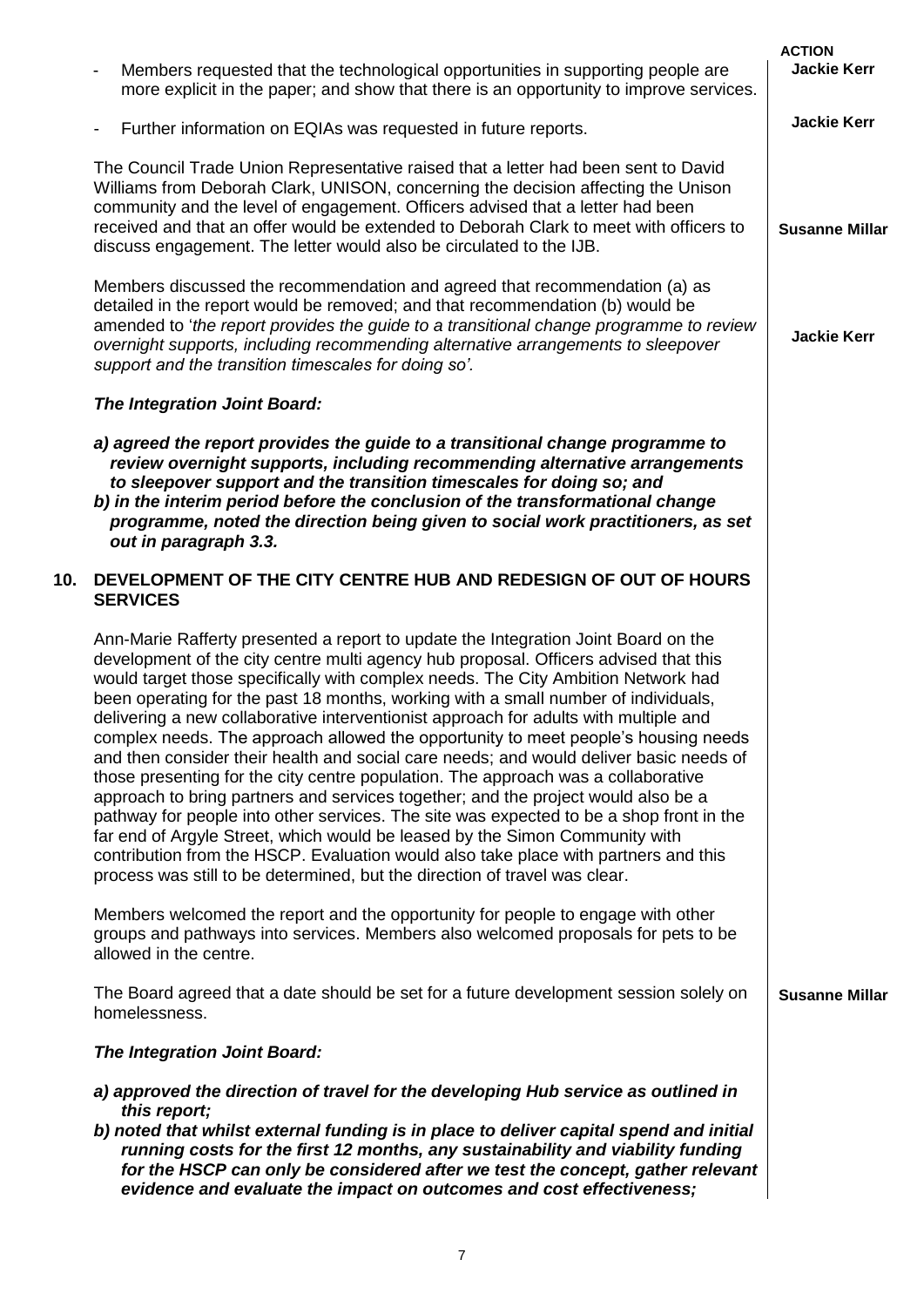**ACTION**

- Members requested that the technological opportunities in supporting people are more explicit in the paper; and show that there is an opportunity to improve services. **Jackie Kerr**

- Further information on EQIAs was requested in future reports. **Jackie Kerr**

The Council Trade Union Representative raised that a letter had been sent to David Williams from Deborah Clark, UNISON, concerning the decision affecting the Unison community and the level of engagement. Officers advised that a letter had been received and that an offer would be extended to Deborah Clark to meet with officers to discuss engagement. The letter would also be circulated to the IJB. **Susanne Millar**

Members discussed the recommendation and agreed that recommendation (a) as detailed in the report would be removed; and that recommendation (b) would be amended to '*the report provides the guide to a transitional change programme to review overnight supports, including recommending alternative arrangements to sleepover support and the transition timescales for doing so*'. **Jackie Kerr**

***The Integration Joint Board:***

***a) agreed the report provides the guide to a transitional change programme to review overnight supports, including recommending alternative arrangements to sleepover support and the transition timescales for doing so; and***
***b) in the interim period before the conclusion of the transformational change programme, noted the direction being given to social work practitioners, as set out in paragraph 3.3.***

## 10. DEVELOPMENT OF THE CITY CENTRE HUB AND REDESIGN OF OUT OF HOURS SERVICES

Ann-Marie Rafferty presented a report to update the Integration Joint Board on the development of the city centre multi agency hub proposal. Officers advised that this would target those specifically with complex needs. The City Ambition Network had been operating for the past 18 months, working with a small number of individuals, delivering a new collaborative interventionist approach for adults with multiple and complex needs. The approach allowed the opportunity to meet people's housing needs and then consider their health and social care needs; and would deliver basic needs of those presenting for the city centre population. The approach was a collaborative approach to bring partners and services together; and the project would also be a pathway for people into other services. The site was expected to be a shop front in the far end of Argyle Street, which would be leased by the Simon Community with contribution from the HSCP. Evaluation would also take place with partners and this process was still to be determined, but the direction of travel was clear.

Members welcomed the report and the opportunity for people to engage with other groups and pathways into services. Members also welcomed proposals for pets to be allowed in the centre.

The Board agreed that a date should be set for a future development session solely on homelessness. **Susanne Millar**

***The Integration Joint Board:***

***a) approved the direction of travel for the developing Hub service as outlined in this report;***
***b) noted that whilst external funding is in place to deliver capital spend and initial running costs for the first 12 months, any sustainability and viability funding for the HSCP can only be considered after we test the concept, gather relevant evidence and evaluate the impact on outcomes and cost effectiveness;***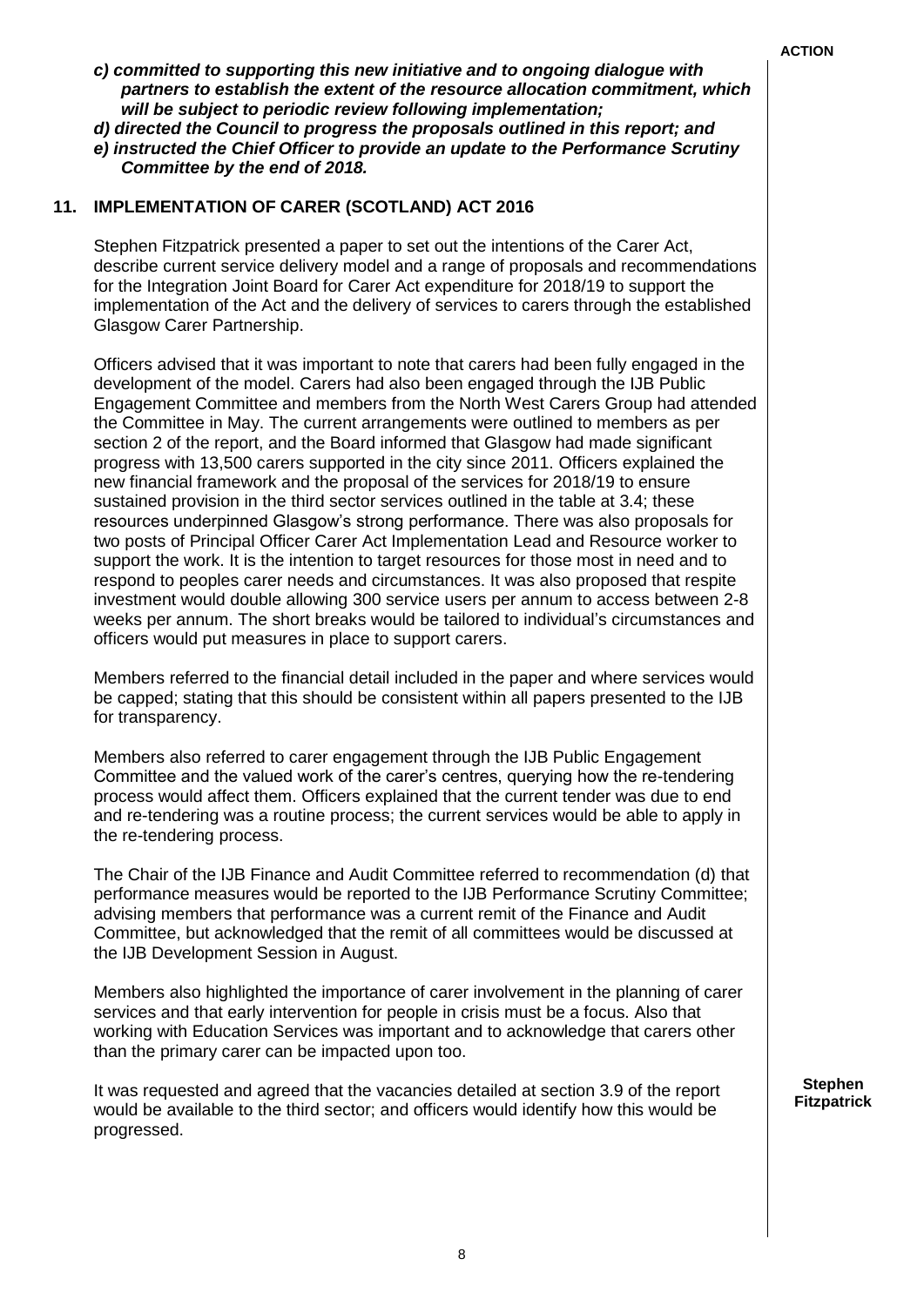**ACTION**

***c) committed to supporting this new initiative and to ongoing dialogue with partners to establish the extent of the resource allocation commitment, which will be subject to periodic review following implementation;***

***d) directed the Council to progress the proposals outlined in this report; and***

***e) instructed the Chief Officer to provide an update to the Performance Scrutiny Committee by the end of 2018.***

## 11. IMPLEMENTATION OF CARER (SCOTLAND) ACT 2016

Stephen Fitzpatrick presented a paper to set out the intentions of the Carer Act, describe current service delivery model and a range of proposals and recommendations for the Integration Joint Board for Carer Act expenditure for 2018/19 to support the implementation of the Act and the delivery of services to carers through the established Glasgow Carer Partnership.

Officers advised that it was important to note that carers had been fully engaged in the development of the model. Carers had also been engaged through the IJB Public Engagement Committee and members from the North West Carers Group had attended the Committee in May. The current arrangements were outlined to members as per section 2 of the report, and the Board informed that Glasgow had made significant progress with 13,500 carers supported in the city since 2011. Officers explained the new financial framework and the proposal of the services for 2018/19 to ensure sustained provision in the third sector services outlined in the table at 3.4; these resources underpinned Glasgow's strong performance. There was also proposals for two posts of Principal Officer Carer Act Implementation Lead and Resource worker to support the work. It is the intention to target resources for those most in need and to respond to peoples carer needs and circumstances. It was also proposed that respite investment would double allowing 300 service users per annum to access between 2-8 weeks per annum. The short breaks would be tailored to individual's circumstances and officers would put measures in place to support carers.

Members referred to the financial detail included in the paper and where services would be capped; stating that this should be consistent within all papers presented to the IJB for transparency.

Members also referred to carer engagement through the IJB Public Engagement Committee and the valued work of the carer's centres, querying how the re-tendering process would affect them. Officers explained that the current tender was due to end and re-tendering was a routine process; the current services would be able to apply in the re-tendering process.

The Chair of the IJB Finance and Audit Committee referred to recommendation (d) that performance measures would be reported to the IJB Performance Scrutiny Committee; advising members that performance was a current remit of the Finance and Audit Committee, but acknowledged that the remit of all committees would be discussed at the IJB Development Session in August.

Members also highlighted the importance of carer involvement in the planning of carer services and that early intervention for people in crisis must be a focus. Also that working with Education Services was important and to acknowledge that carers other than the primary carer can be impacted upon too.

It was requested and agreed that the vacancies detailed at section 3.9 of the report would be available to the third sector; and officers would identify how this would be progressed. **Stephen Fitzpatrick**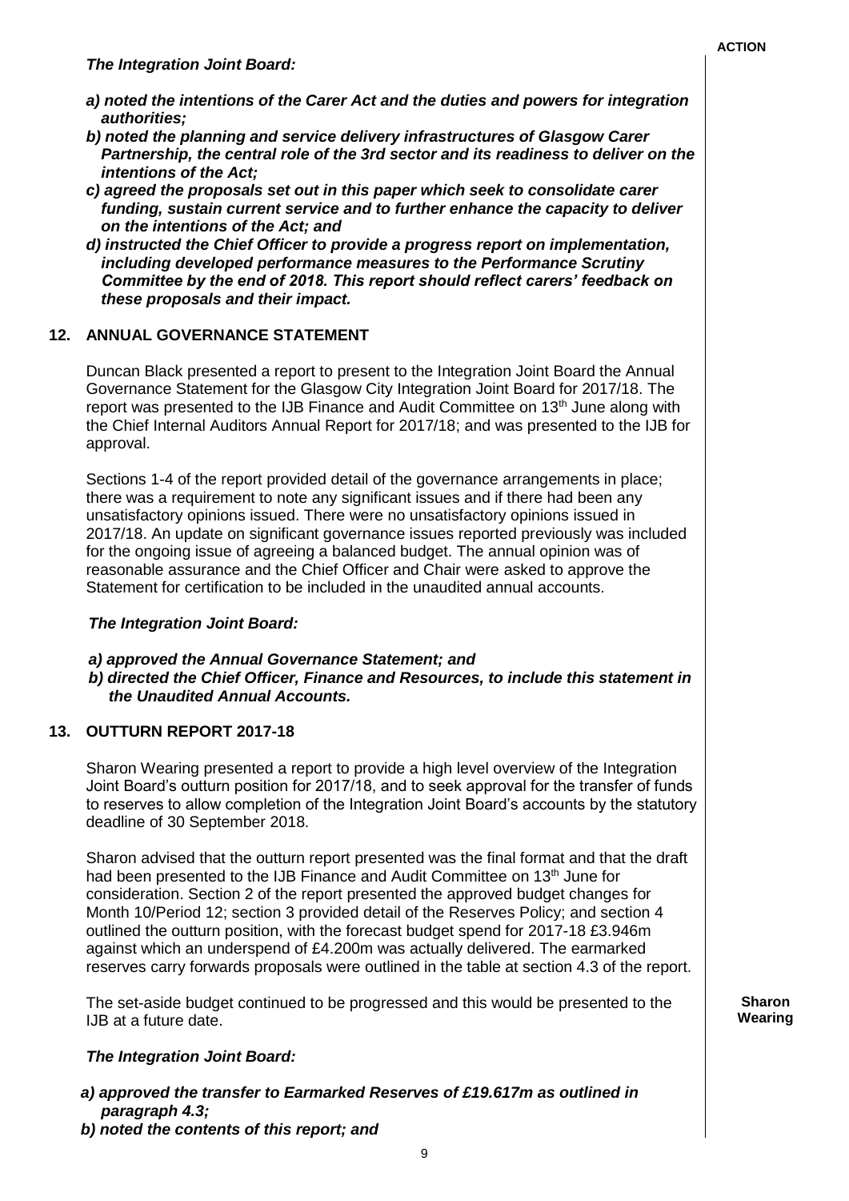**ACTION**

***The Integration Joint Board:***

- ***a) noted the intentions of the Carer Act and the duties and powers for integration authorities;***
- ***b) noted the planning and service delivery infrastructures of Glasgow Carer Partnership, the central role of the 3rd sector and its readiness to deliver on the intentions of the Act;***
- ***c) agreed the proposals set out in this paper which seek to consolidate carer funding, sustain current service and to further enhance the capacity to deliver on the intentions of the Act; and***
- ***d) instructed the Chief Officer to provide a progress report on implementation, including developed performance measures to the Performance Scrutiny Committee by the end of 2018. This report should reflect carers' feedback on these proposals and their impact.***

## 12. ANNUAL GOVERNANCE STATEMENT

Duncan Black presented a report to present to the Integration Joint Board the Annual Governance Statement for the Glasgow City Integration Joint Board for 2017/18. The report was presented to the IJB Finance and Audit Committee on 13th June along with the Chief Internal Auditors Annual Report for 2017/18; and was presented to the IJB for approval.

Sections 1-4 of the report provided detail of the governance arrangements in place; there was a requirement to note any significant issues and if there had been any unsatisfactory opinions issued. There were no unsatisfactory opinions issued in 2017/18. An update on significant governance issues reported previously was included for the ongoing issue of agreeing a balanced budget. The annual opinion was of reasonable assurance and the Chief Officer and Chair were asked to approve the Statement for certification to be included in the unaudited annual accounts.

***The Integration Joint Board:***

- ***a) approved the Annual Governance Statement; and***
- ***b) directed the Chief Officer, Finance and Resources, to include this statement in the Unaudited Annual Accounts.***

## 13. OUTTURN REPORT 2017-18

Sharon Wearing presented a report to provide a high level overview of the Integration Joint Board's outturn position for 2017/18, and to seek approval for the transfer of funds to reserves to allow completion of the Integration Joint Board's accounts by the statutory deadline of 30 September 2018.

Sharon advised that the outturn report presented was the final format and that the draft had been presented to the IJB Finance and Audit Committee on 13th June for consideration. Section 2 of the report presented the approved budget changes for Month 10/Period 12; section 3 provided detail of the Reserves Policy; and section 4 outlined the outturn position, with the forecast budget spend for 2017-18 £3.946m against which an underspend of £4.200m was actually delivered. The earmarked reserves carry forwards proposals were outlined in the table at section 4.3 of the report.

The set-aside budget continued to be progressed and this would be presented to the IJB at a future date. **Sharon Wearing**

***The Integration Joint Board:***

- ***a) approved the transfer to Earmarked Reserves of £19.617m as outlined in paragraph 4.3;***
- ***b) noted the contents of this report; and***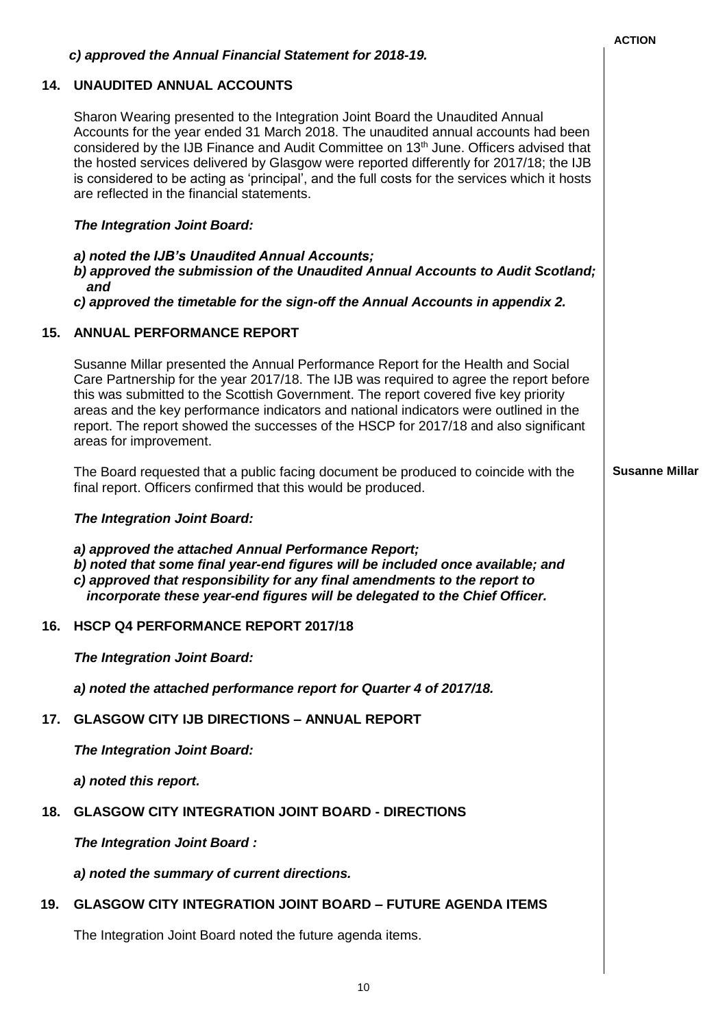**ACTION**

***c) approved the Annual Financial Statement for 2018-19.***

## 14. UNAUDITED ANNUAL ACCOUNTS

Sharon Wearing presented to the Integration Joint Board the Unaudited Annual Accounts for the year ended 31 March 2018. The unaudited annual accounts had been considered by the IJB Finance and Audit Committee on 13th June. Officers advised that the hosted services delivered by Glasgow were reported differently for 2017/18; the IJB is considered to be acting as 'principal', and the full costs for the services which it hosts are reflected in the financial statements.

***The Integration Joint Board:***

***a) noted the IJB's Unaudited Annual Accounts;***
***b) approved the submission of the Unaudited Annual Accounts to Audit Scotland; and***
***c) approved the timetable for the sign-off the Annual Accounts in appendix 2.***

## 15. ANNUAL PERFORMANCE REPORT

Susanne Millar presented the Annual Performance Report for the Health and Social Care Partnership for the year 2017/18. The IJB was required to agree the report before this was submitted to the Scottish Government. The report covered five key priority areas and the key performance indicators and national indicators were outlined in the report. The report showed the successes of the HSCP for 2017/18 and also significant areas for improvement.

The Board requested that a public facing document be produced to coincide with the final report. Officers confirmed that this would be produced. — **Susanne Millar**

***The Integration Joint Board:***

***a) approved the attached Annual Performance Report;***
***b) noted that some final year-end figures will be included once available; and***
***c) approved that responsibility for any final amendments to the report to incorporate these year-end figures will be delegated to the Chief Officer.***

## 16. HSCP Q4 PERFORMANCE REPORT 2017/18

***The Integration Joint Board:***

***a) noted the attached performance report for Quarter 4 of 2017/18.***

## 17. GLASGOW CITY IJB DIRECTIONS – ANNUAL REPORT

***The Integration Joint Board:***

***a) noted this report.***

## 18. GLASGOW CITY INTEGRATION JOINT BOARD - DIRECTIONS

***The Integration Joint Board :***

***a) noted the summary of current directions.***

## 19. GLASGOW CITY INTEGRATION JOINT BOARD – FUTURE AGENDA ITEMS

The Integration Joint Board noted the future agenda items.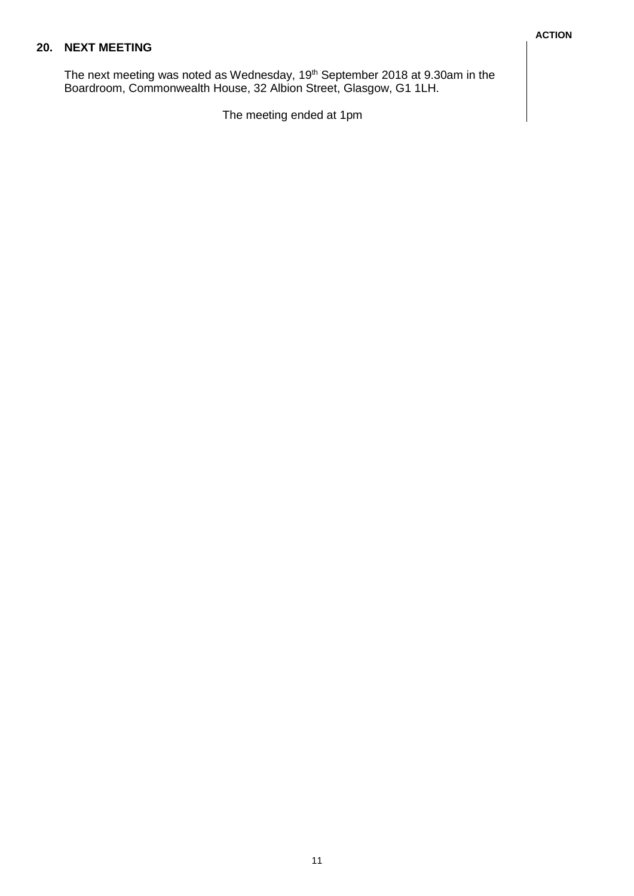**ACTION**

## 20. NEXT MEETING

The next meeting was noted as Wednesday, 19th September 2018 at 9.30am in the Boardroom, Commonwealth House, 32 Albion Street, Glasgow, G1 1LH.

The meeting ended at 1pm